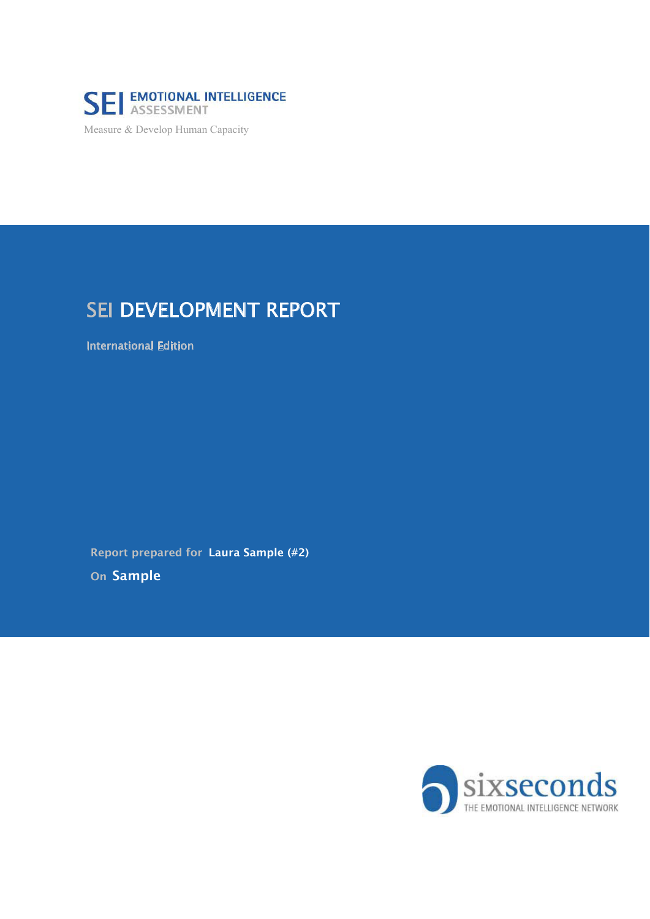SEI EMOTIONAL INTELLIGENCE ASSESSMENT

Measure & Develop Human Capacity

# SEI DEVELOPMENT REPORT

International Edition

Report prepared for **Laura Sample (#2)**

On **Sample**

sixseconds

THE EMOTIONAL INTELLIGENCE NETWORK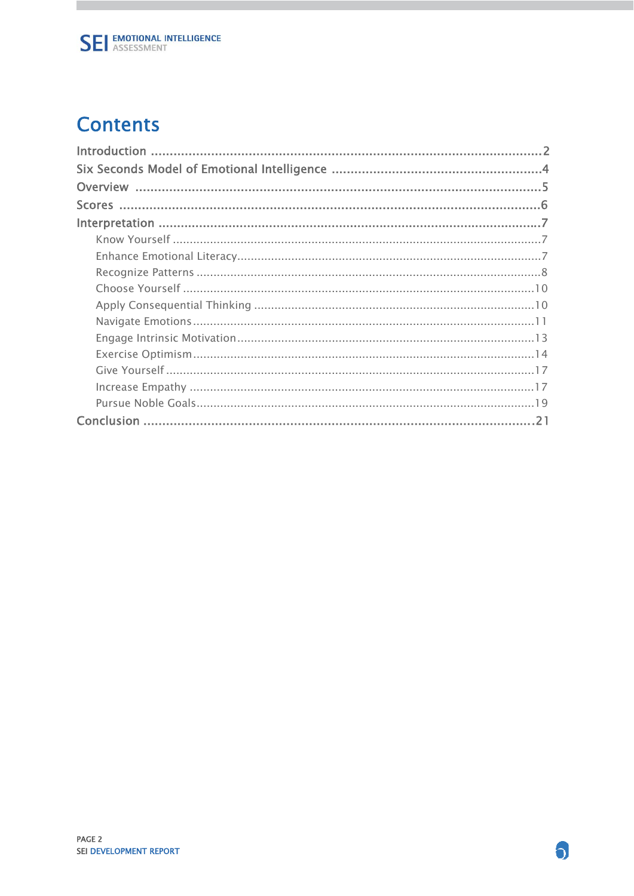# Contents

Introduction .......... 2
Six Seconds Model of Emotional Intelligence .......... 4
Overview .......... 5
Scores .......... 6
Interpretation .......... 7
- Know Yourself .......... 7
- Enhance Emotional Literacy .......... 7
- Recognize Patterns .......... 8
- Choose Yourself .......... 10
- Apply Consequential Thinking .......... 10
- Navigate Emotions .......... 11
- Engage Intrinsic Motivation .......... 13
- Exercise Optimism .......... 14
- Give Yourself .......... 17
- Increase Empathy .......... 17
- Pursue Noble Goals .......... 19

Conclusion .......... 21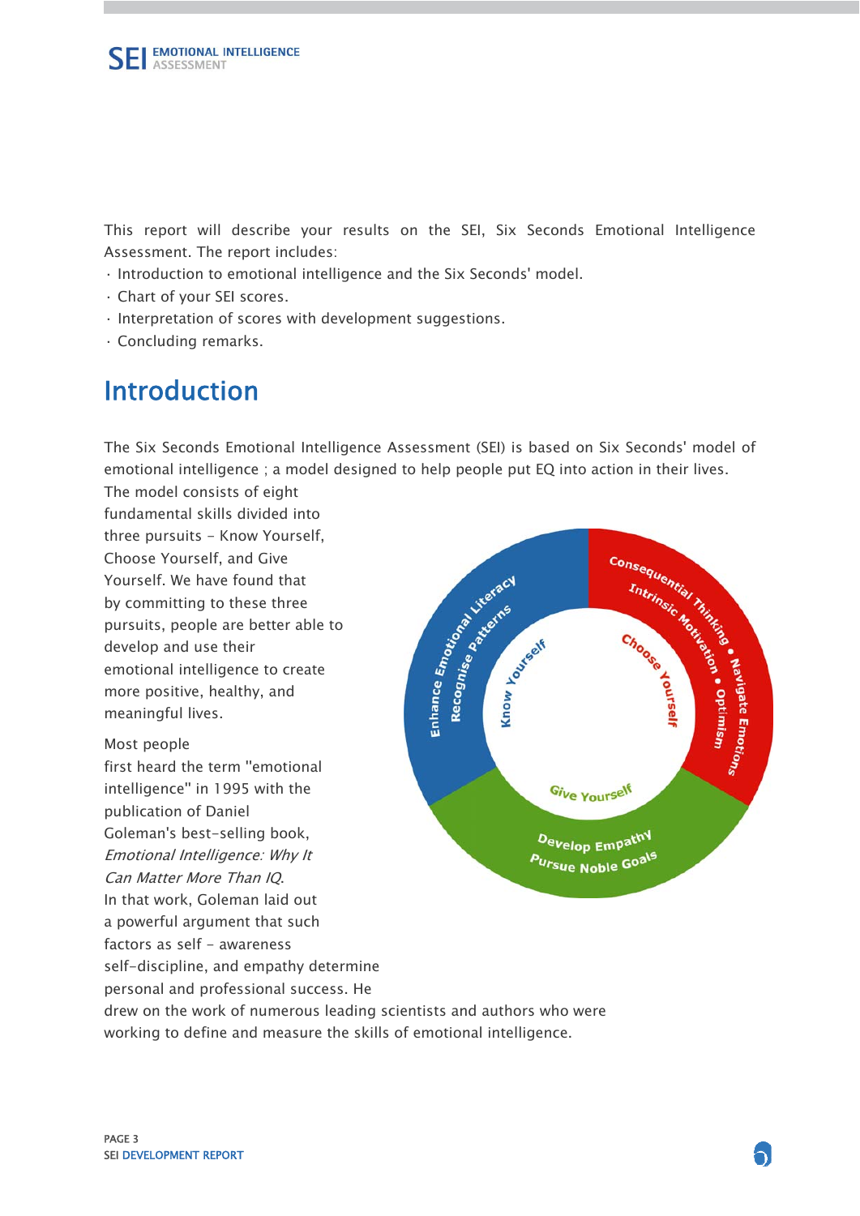This report will describe your results on the SEI, Six Seconds Emotional Intelligence Assessment. The report includes:

- Introduction to emotional intelligence and the Six Seconds' model.
- Chart of your SEI scores.
- Interpretation of scores with development suggestions.
- Concluding remarks.

# Introduction

The Six Seconds Emotional Intelligence Assessment (SEI) is based on Six Seconds' model of emotional intelligence ; a model designed to help people put EQ into action in their lives. The model consists of eight fundamental skills divided into three pursuits - Know Yourself, Choose Yourself, and Give Yourself. We have found that by committing to these three pursuits, people are better able to develop and use their emotional intelligence to create more positive, healthy, and meaningful lives.

Most people first heard the term "emotional intelligence" in 1995 with the publication of Daniel Goleman's best-selling book, *Emotional Intelligence: Why It Can Matter More Than IQ*. In that work, Goleman laid out a powerful argument that such factors as self - awareness self-discipline, and empathy determine personal and professional success. He drew on the work of numerous leading scientists and authors who were working to define and measure the skills of emotional intelligence.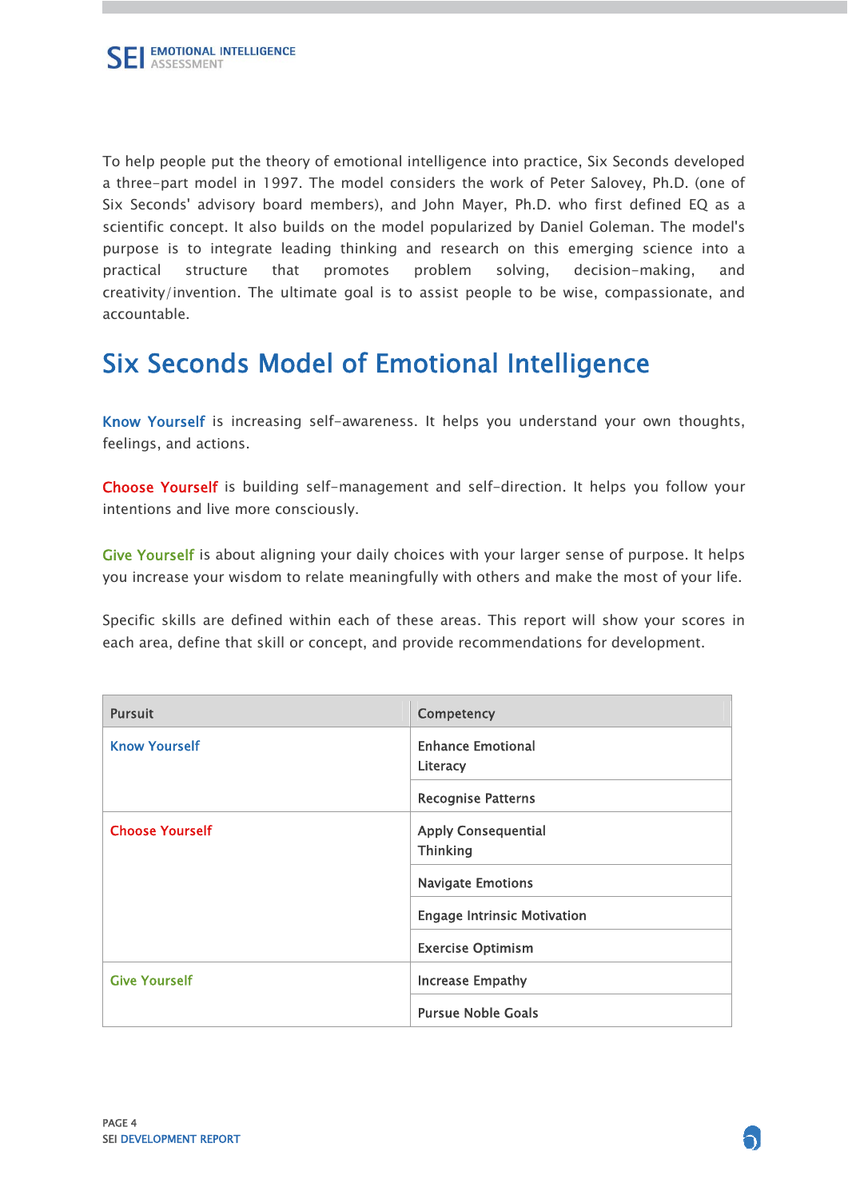To help people put the theory of emotional intelligence into practice, Six Seconds developed a three-part model in 1997. The model considers the work of Peter Salovey, Ph.D. (one of Six Seconds' advisory board members), and John Mayer, Ph.D. who first defined EQ as a scientific concept. It also builds on the model popularized by Daniel Goleman. The model's purpose is to integrate leading thinking and research on this emerging science into a practical structure that promotes problem solving, decision-making, and creativity/invention. The ultimate goal is to assist people to be wise, compassionate, and accountable.

## Six Seconds Model of Emotional Intelligence

Know Yourself is increasing self-awareness. It helps you understand your own thoughts, feelings, and actions.

Choose Yourself is building self-management and self-direction. It helps you follow your intentions and live more consciously.

Give Yourself is about aligning your daily choices with your larger sense of purpose. It helps you increase your wisdom to relate meaningfully with others and make the most of your life.

Specific skills are defined within each of these areas. This report will show your scores in each area, define that skill or concept, and provide recommendations for development.

| Pursuit | Competency |
|---|---|
| Know Yourself | Enhance Emotional Literacy |
| | Recognise Patterns |
| Choose Yourself | Apply Consequential Thinking |
| | Navigate Emotions |
| | Engage Intrinsic Motivation |
| | Exercise Optimism |
| Give Yourself | Increase Empathy |
| | Pursue Noble Goals |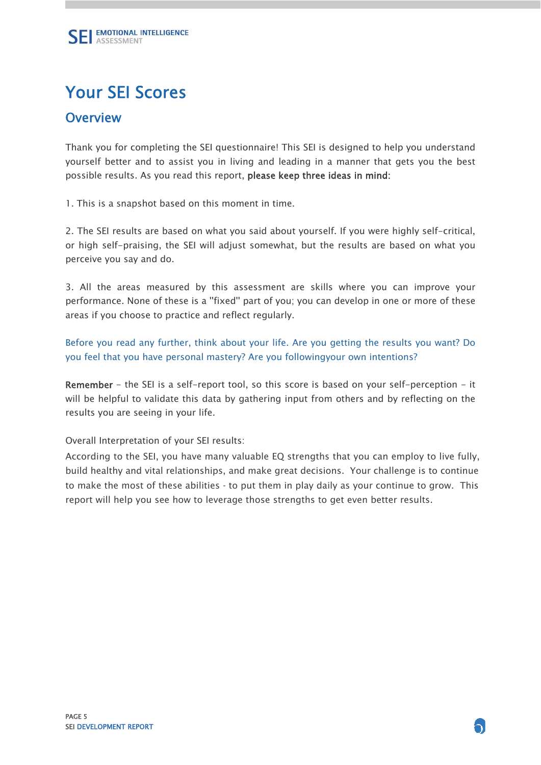# Your SEI Scores

## Overview

Thank you for completing the SEI questionnaire! This SEI is designed to help you understand yourself better and to assist you in living and leading in a manner that gets you the best possible results. As you read this report, **please keep three ideas in mind**:

1. This is a snapshot based on this moment in time.

2. The SEI results are based on what you said about yourself. If you were highly self-critical, or high self-praising, the SEI will adjust somewhat, but the results are based on what you perceive you say and do.

3. All the areas measured by this assessment are skills where you can improve your performance. None of these is a "fixed" part of you; you can develop in one or more of these areas if you choose to practice and reflect regularly.

Before you read any further, think about your life. Are you getting the results you want? Do you feel that you have personal mastery? Are you followingyour own intentions?

**Remember** - the SEI is a self-report tool, so this score is based on your self-perception - it will be helpful to validate this data by gathering input from others and by reflecting on the results you are seeing in your life.

Overall Interpretation of your SEI results:

According to the SEI, you have many valuable EQ strengths that you can employ to live fully, build healthy and vital relationships, and make great decisions. Your challenge is to continue to make the most of these abilities - to put them in play daily as your continue to grow. This report will help you see how to leverage those strengths to get even better results.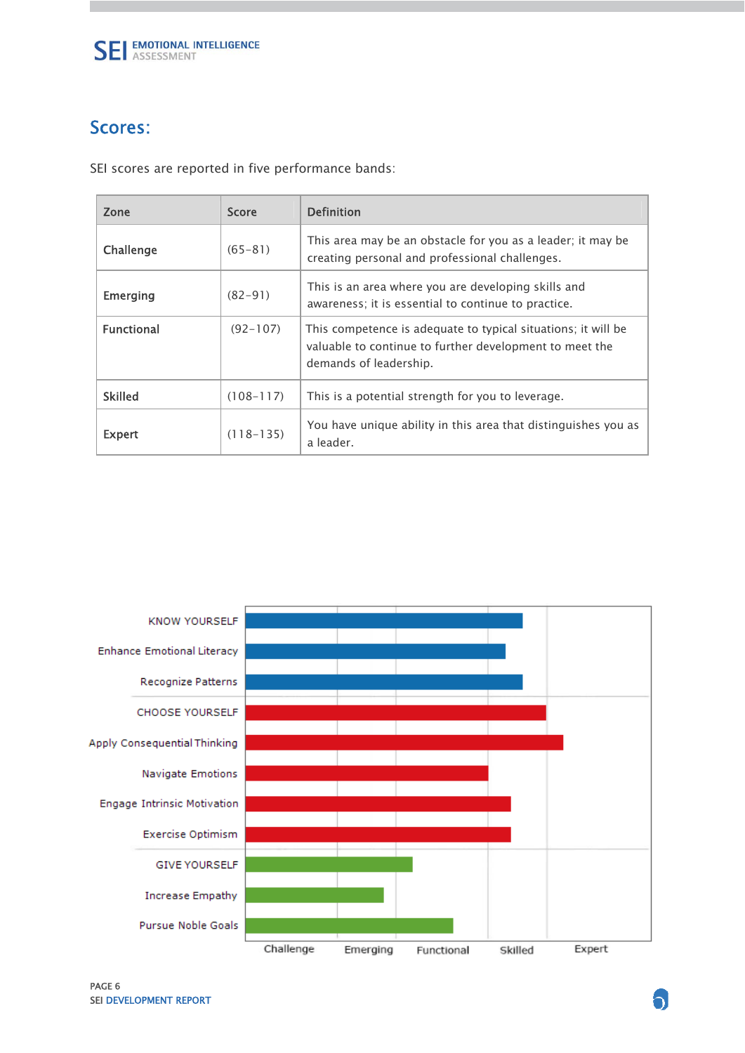## Scores:

SEI scores are reported in five performance bands:

| Zone | Score | Definition |
|---|---|---|
| Challenge | (65–81) | This area may be an obstacle for you as a leader; it may be creating personal and professional challenges. |
| Emerging | (82–91) | This is an area where you are developing skills and awareness; it is essential to continue to practice. |
| Functional | (92–107) | This competence is adequate to typical situations; it will be valuable to continue to further development to meet the demands of leadership. |
| Skilled | (108–117) | This is a potential strength for you to leverage. |
| Expert | (118–135) | You have unique ability in this area that distinguishes you as a leader. |

KNOW YOURSELF
Enhance Emotional Literacy
Recognize Patterns
CHOOSE YOURSELF
Apply Consequential Thinking
Navigate Emotions
Engage Intrinsic Motivation
Exercise Optimism
GIVE YOURSELF
Increase Empathy
Pursue Noble Goals

Challenge | Emerging | Functional | Skilled | Expert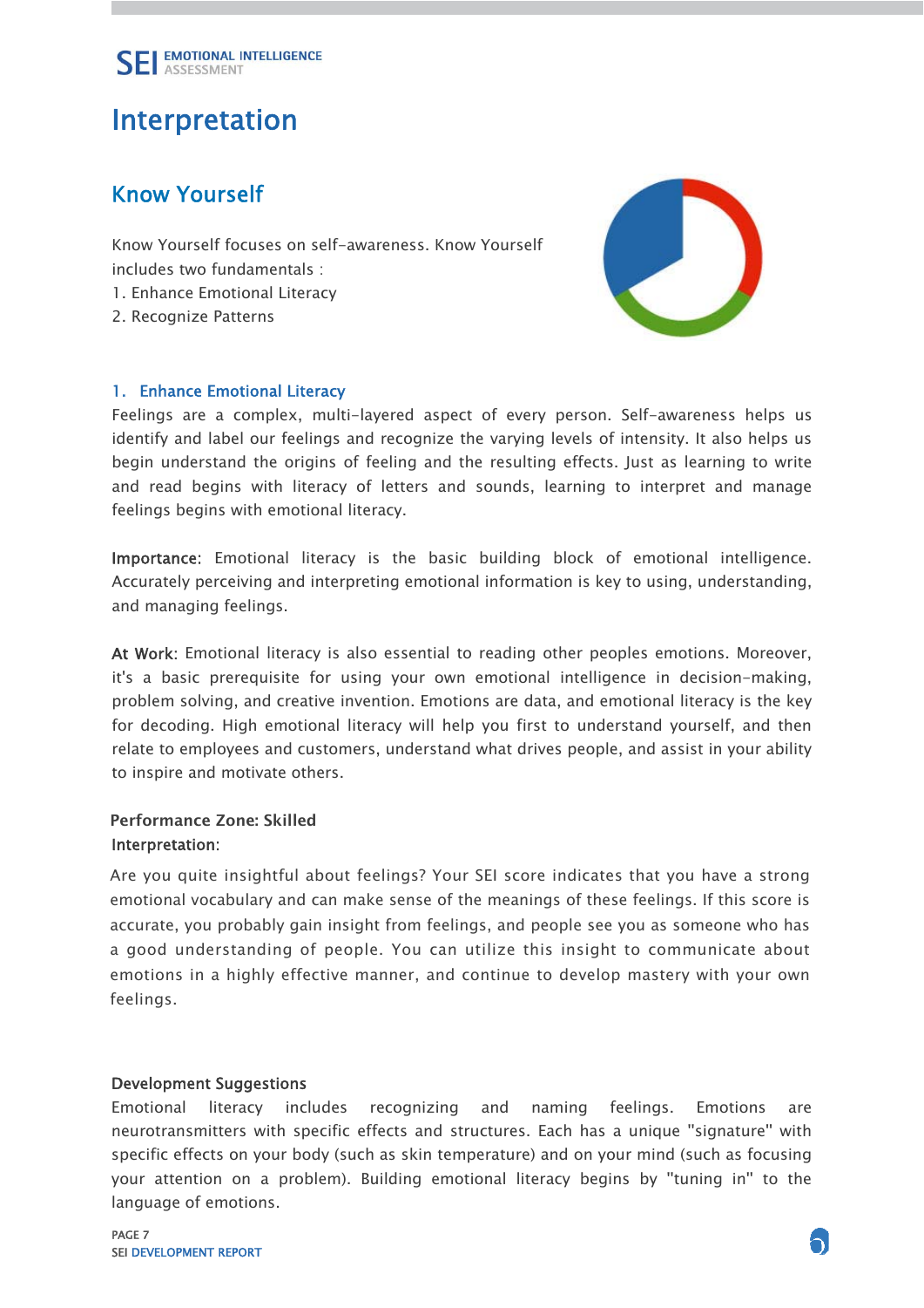# Interpretation

## Know Yourself

Know Yourself focuses on self-awareness. Know Yourself includes two fundamentals :

1. Enhance Emotional Literacy
2. Recognize Patterns

### 1. Enhance Emotional Literacy

Feelings are a complex, multi-layered aspect of every person. Self-awareness helps us identify and label our feelings and recognize the varying levels of intensity. It also helps us begin understand the origins of feeling and the resulting effects. Just as learning to write and read begins with literacy of letters and sounds, learning to interpret and manage feelings begins with emotional literacy.

**Importance**: Emotional literacy is the basic building block of emotional intelligence. Accurately perceiving and interpreting emotional information is key to using, understanding, and managing feelings.

**At Work**: Emotional literacy is also essential to reading other peoples emotions. Moreover, it's a basic prerequisite for using your own emotional intelligence in decision-making, problem solving, and creative invention. Emotions are data, and emotional literacy is the key for decoding. High emotional literacy will help you first to understand yourself, and then relate to employees and customers, understand what drives people, and assist in your ability to inspire and motivate others.

**Performance Zone: Skilled**

**Interpretation**:

Are you quite insightful about feelings? Your SEI score indicates that you have a strong emotional vocabulary and can make sense of the meanings of these feelings. If this score is accurate, you probably gain insight from feelings, and people see you as someone who has a good understanding of people. You can utilize this insight to communicate about emotions in a highly effective manner, and continue to develop mastery with your own feelings.

**Development Suggestions**

Emotional literacy includes recognizing and naming feelings. Emotions are neurotransmitters with specific effects and structures. Each has a unique "signature" with specific effects on your body (such as skin temperature) and on your mind (such as focusing your attention on a problem). Building emotional literacy begins by "tuning in" to the language of emotions.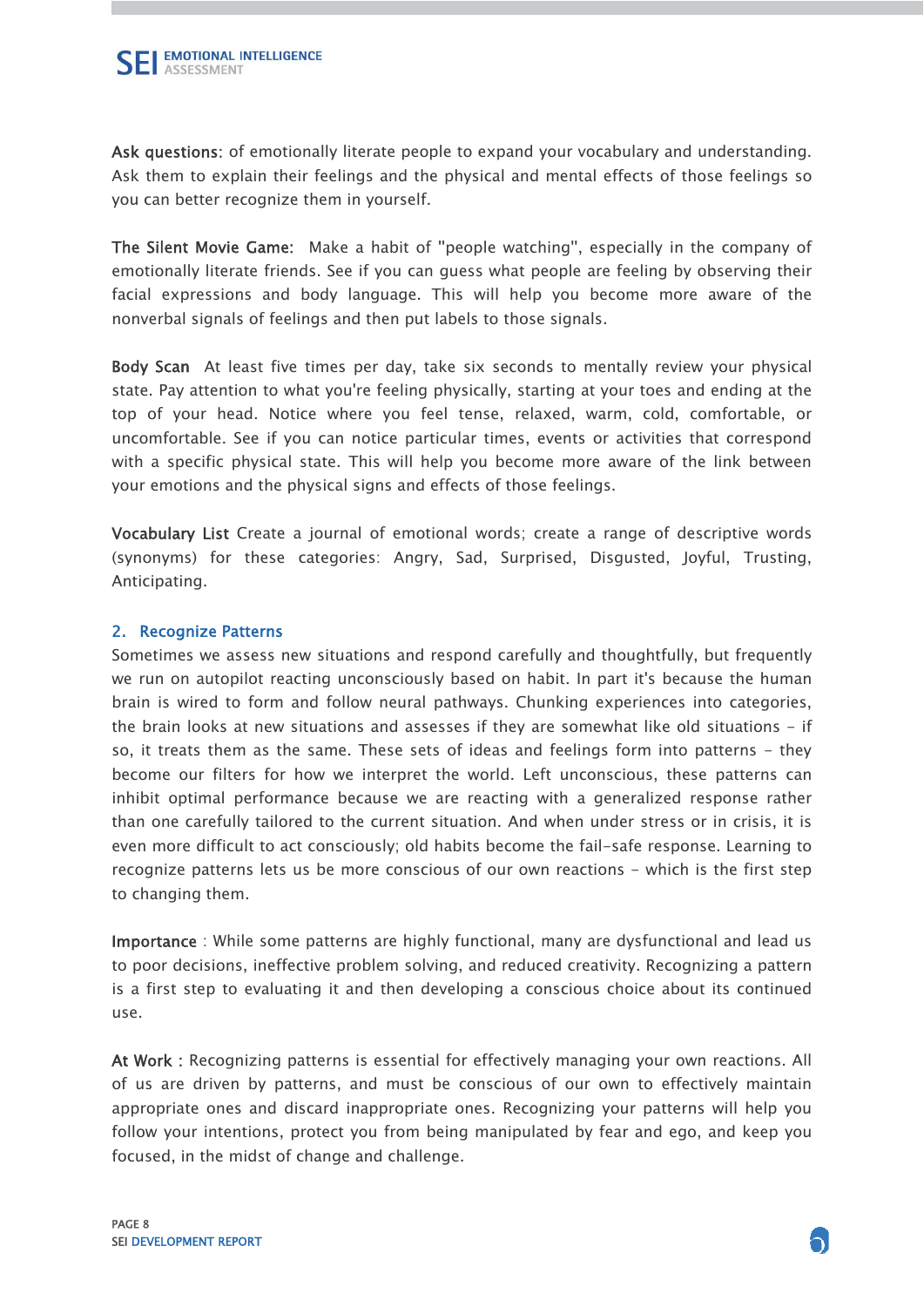**Ask questions**: of emotionally literate people to expand your vocabulary and understanding. Ask them to explain their feelings and the physical and mental effects of those feelings so you can better recognize them in yourself.

**The Silent Movie Game**: Make a habit of "people watching", especially in the company of emotionally literate friends. See if you can guess what people are feeling by observing their facial expressions and body language. This will help you become more aware of the nonverbal signals of feelings and then put labels to those signals.

**Body Scan** At least five times per day, take six seconds to mentally review your physical state. Pay attention to what you're feeling physically, starting at your toes and ending at the top of your head. Notice where you feel tense, relaxed, warm, cold, comfortable, or uncomfortable. See if you can notice particular times, events or activities that correspond with a specific physical state. This will help you become more aware of the link between your emotions and the physical signs and effects of those feelings.

**Vocabulary List** Create a journal of emotional words; create a range of descriptive words (synonyms) for these categories: Angry, Sad, Surprised, Disgusted, Joyful, Trusting, Anticipating.

## 2. Recognize Patterns

Sometimes we assess new situations and respond carefully and thoughtfully, but frequently we run on autopilot reacting unconsciously based on habit. In part it's because the human brain is wired to form and follow neural pathways. Chunking experiences into categories, the brain looks at new situations and assesses if they are somewhat like old situations – if so, it treats them as the same. These sets of ideas and feelings form into patterns – they become our filters for how we interpret the world. Left unconscious, these patterns can inhibit optimal performance because we are reacting with a generalized response rather than one carefully tailored to the current situation. And when under stress or in crisis, it is even more difficult to act consciously; old habits become the fail-safe response. Learning to recognize patterns lets us be more conscious of our own reactions – which is the first step to changing them.

**Importance** : While some patterns are highly functional, many are dysfunctional and lead us to poor decisions, ineffective problem solving, and reduced creativity. Recognizing a pattern is a first step to evaluating it and then developing a conscious choice about its continued use.

**At Work** : Recognizing patterns is essential for effectively managing your own reactions. All of us are driven by patterns, and must be conscious of our own to effectively maintain appropriate ones and discard inappropriate ones. Recognizing your patterns will help you follow your intentions, protect you from being manipulated by fear and ego, and keep you focused, in the midst of change and challenge.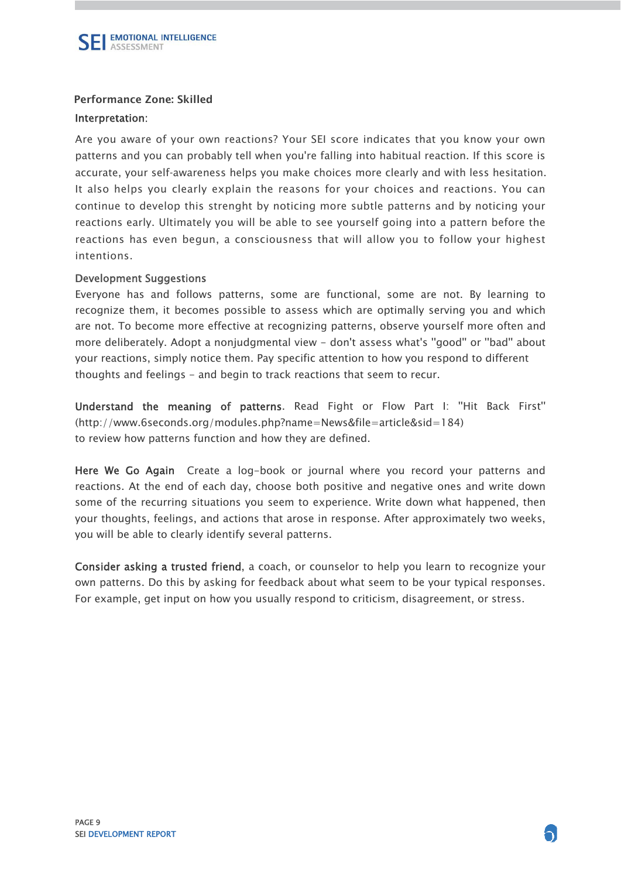**Performance Zone: Skilled**

**Interpretation**:

Are you aware of your own reactions? Your SEI score indicates that you know your own patterns and you can probably tell when you're falling into habitual reaction. If this score is accurate, your self-awareness helps you make choices more clearly and with less hesitation. It also helps you clearly explain the reasons for your choices and reactions. You can continue to develop this strenght by noticing more subtle patterns and by noticing your reactions early. Ultimately you will be able to see yourself going into a pattern before the reactions has even begun, a consciousness that will allow you to follow your highest intentions.

**Development Suggestions**

Everyone has and follows patterns, some are functional, some are not. By learning to recognize them, it becomes possible to assess which are optimally serving you and which are not. To become more effective at recognizing patterns, observe yourself more often and more deliberately. Adopt a nonjudgmental view - don't assess what's "good" or "bad" about your reactions, simply notice them. Pay specific attention to how you respond to different thoughts and feelings - and begin to track reactions that seem to recur.

**Understand the meaning of patterns**. Read Fight or Flow Part I: "Hit Back First" (http://www.6seconds.org/modules.php?name=News&file=article&sid=184) to review how patterns function and how they are defined.

**Here We Go Again** Create a log-book or journal where you record your patterns and reactions. At the end of each day, choose both positive and negative ones and write down some of the recurring situations you seem to experience. Write down what happened, then your thoughts, feelings, and actions that arose in response. After approximately two weeks, you will be able to clearly identify several patterns.

**Consider asking a trusted friend**, a coach, or counselor to help you learn to recognize your own patterns. Do this by asking for feedback about what seem to be your typical responses. For example, get input on how you usually respond to criticism, disagreement, or stress.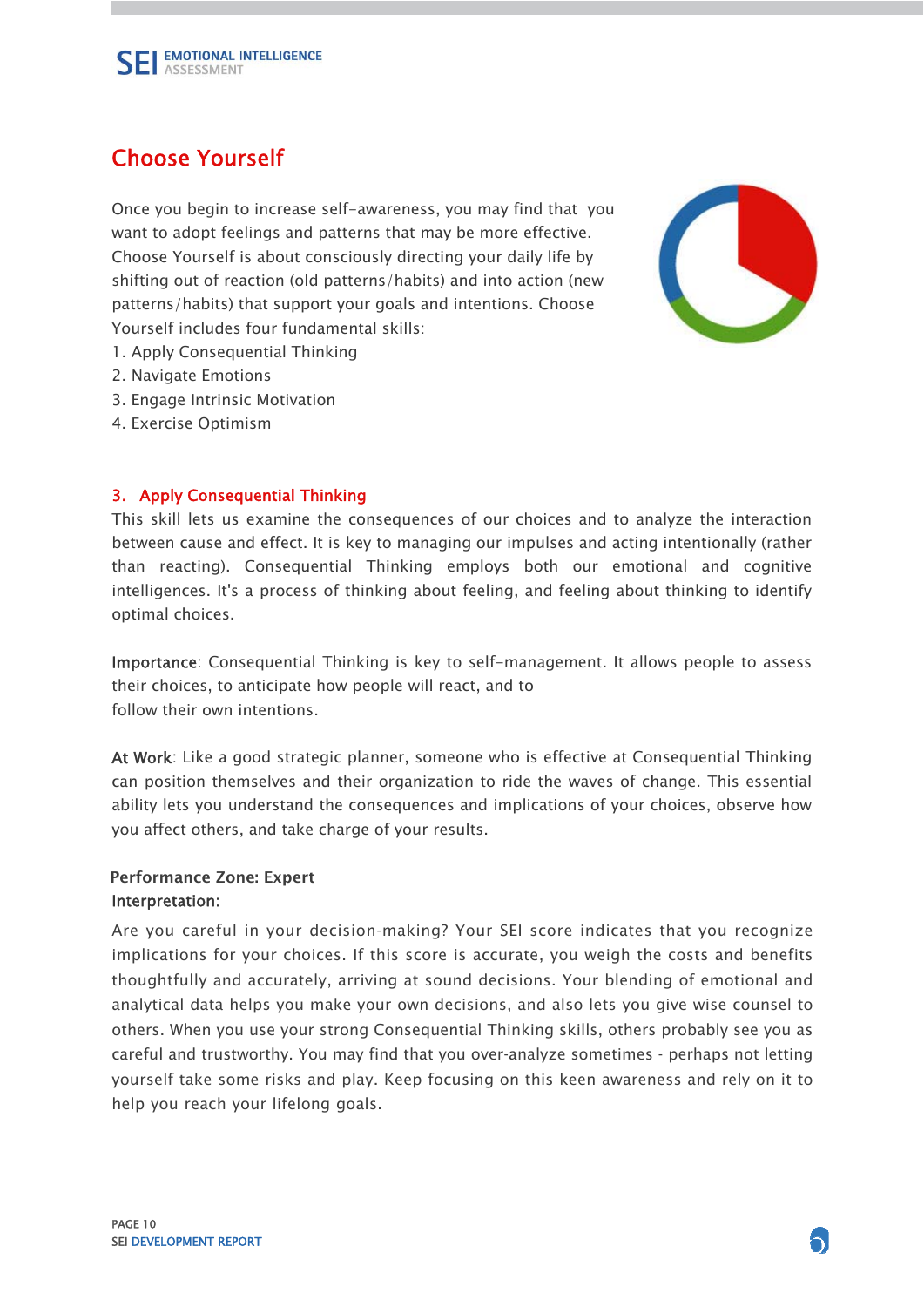# Choose Yourself

Once you begin to increase self-awareness, you may find that you want to adopt feelings and patterns that may be more effective. Choose Yourself is about consciously directing your daily life by shifting out of reaction (old patterns/habits) and into action (new patterns/habits) that support your goals and intentions. Choose Yourself includes four fundamental skills:

1. Apply Consequential Thinking
2. Navigate Emotions
3. Engage Intrinsic Motivation
4. Exercise Optimism

## 3. Apply Consequential Thinking

This skill lets us examine the consequences of our choices and to analyze the interaction between cause and effect. It is key to managing our impulses and acting intentionally (rather than reacting). Consequential Thinking employs both our emotional and cognitive intelligences. It's a process of thinking about feeling, and feeling about thinking to identify optimal choices.

**Importance**: Consequential Thinking is key to self-management. It allows people to assess their choices, to anticipate how people will react, and to follow their own intentions.

**At Work**: Like a good strategic planner, someone who is effective at Consequential Thinking can position themselves and their organization to ride the waves of change. This essential ability lets you understand the consequences and implications of your choices, observe how you affect others, and take charge of your results.

**Performance Zone: Expert**

**Interpretation**:

Are you careful in your decision-making? Your SEI score indicates that you recognize implications for your choices. If this score is accurate, you weigh the costs and benefits thoughtfully and accurately, arriving at sound decisions. Your blending of emotional and analytical data helps you make your own decisions, and also lets you give wise counsel to others. When you use your strong Consequential Thinking skills, others probably see you as careful and trustworthy. You may find that you over-analyze sometimes - perhaps not letting yourself take some risks and play. Keep focusing on this keen awareness and rely on it to help you reach your lifelong goals.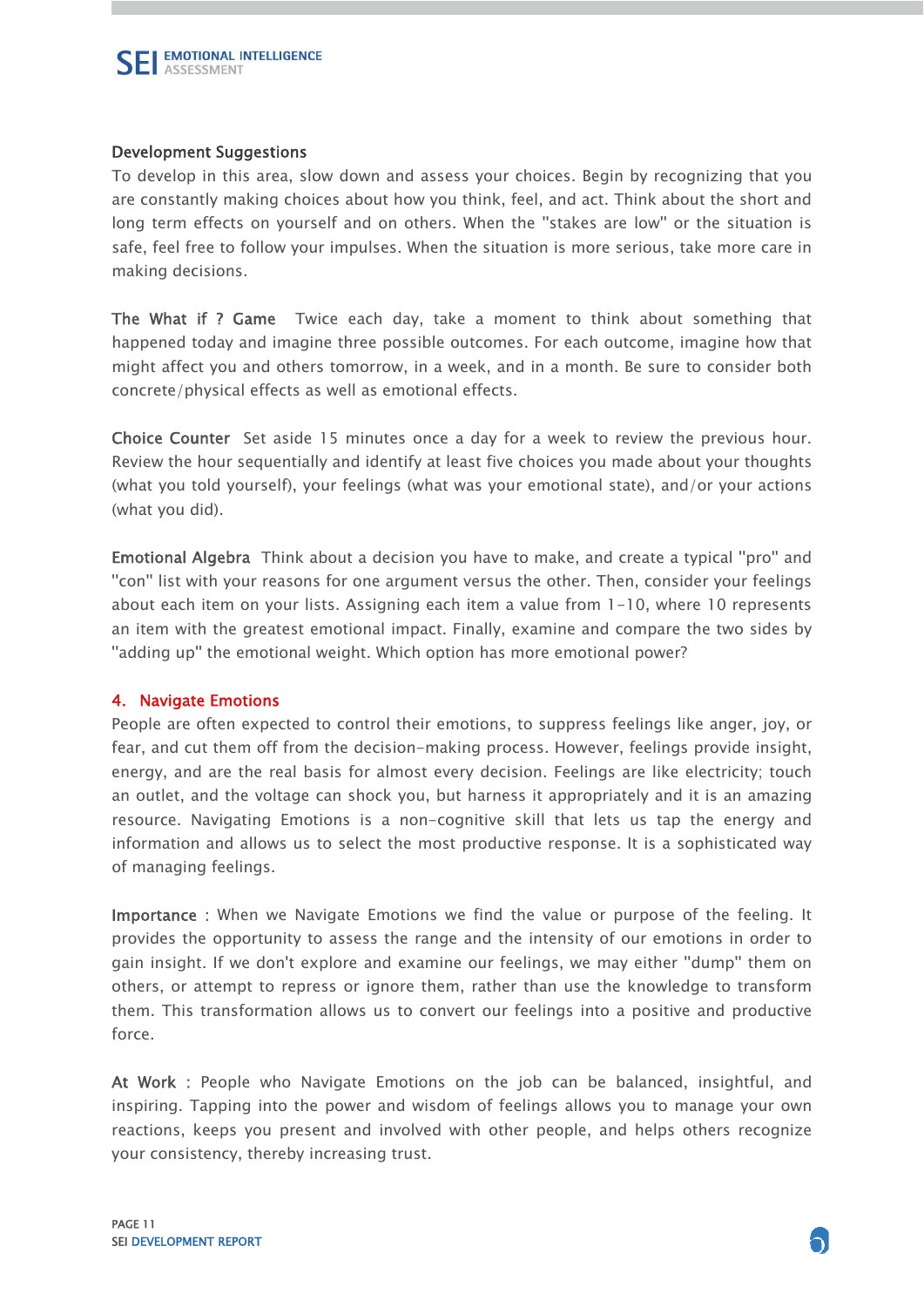### Development Suggestions

To develop in this area, slow down and assess your choices. Begin by recognizing that you are constantly making choices about how you think, feel, and act. Think about the short and long term effects on yourself and on others. When the "stakes are low" or the situation is safe, feel free to follow your impulses. When the situation is more serious, take more care in making decisions.

**The What if ? Game** Twice each day, take a moment to think about something that happened today and imagine three possible outcomes. For each outcome, imagine how that might affect you and others tomorrow, in a week, and in a month. Be sure to consider both concrete/physical effects as well as emotional effects.

**Choice Counter** Set aside 15 minutes once a day for a week to review the previous hour. Review the hour sequentially and identify at least five choices you made about your thoughts (what you told yourself), your feelings (what was your emotional state), and/or your actions (what you did).

**Emotional Algebra** Think about a decision you have to make, and create a typical "pro" and "con" list with your reasons for one argument versus the other. Then, consider your feelings about each item on your lists. Assigning each item a value from 1-10, where 10 represents an item with the greatest emotional impact. Finally, examine and compare the two sides by "adding up" the emotional weight. Which option has more emotional power?

## 4. Navigate Emotions

People are often expected to control their emotions, to suppress feelings like anger, joy, or fear, and cut them off from the decision-making process. However, feelings provide insight, energy, and are the real basis for almost every decision. Feelings are like electricity; touch an outlet, and the voltage can shock you, but harness it appropriately and it is an amazing resource. Navigating Emotions is a non-cognitive skill that lets us tap the energy and information and allows us to select the most productive response. It is a sophisticated way of managing feelings.

**Importance** : When we Navigate Emotions we find the value or purpose of the feeling. It provides the opportunity to assess the range and the intensity of our emotions in order to gain insight. If we don't explore and examine our feelings, we may either "dump" them on others, or attempt to repress or ignore them, rather than use the knowledge to transform them. This transformation allows us to convert our feelings into a positive and productive force.

**At Work** : People who Navigate Emotions on the job can be balanced, insightful, and inspiring. Tapping into the power and wisdom of feelings allows you to manage your own reactions, keeps you present and involved with other people, and helps others recognize your consistency, thereby increasing trust.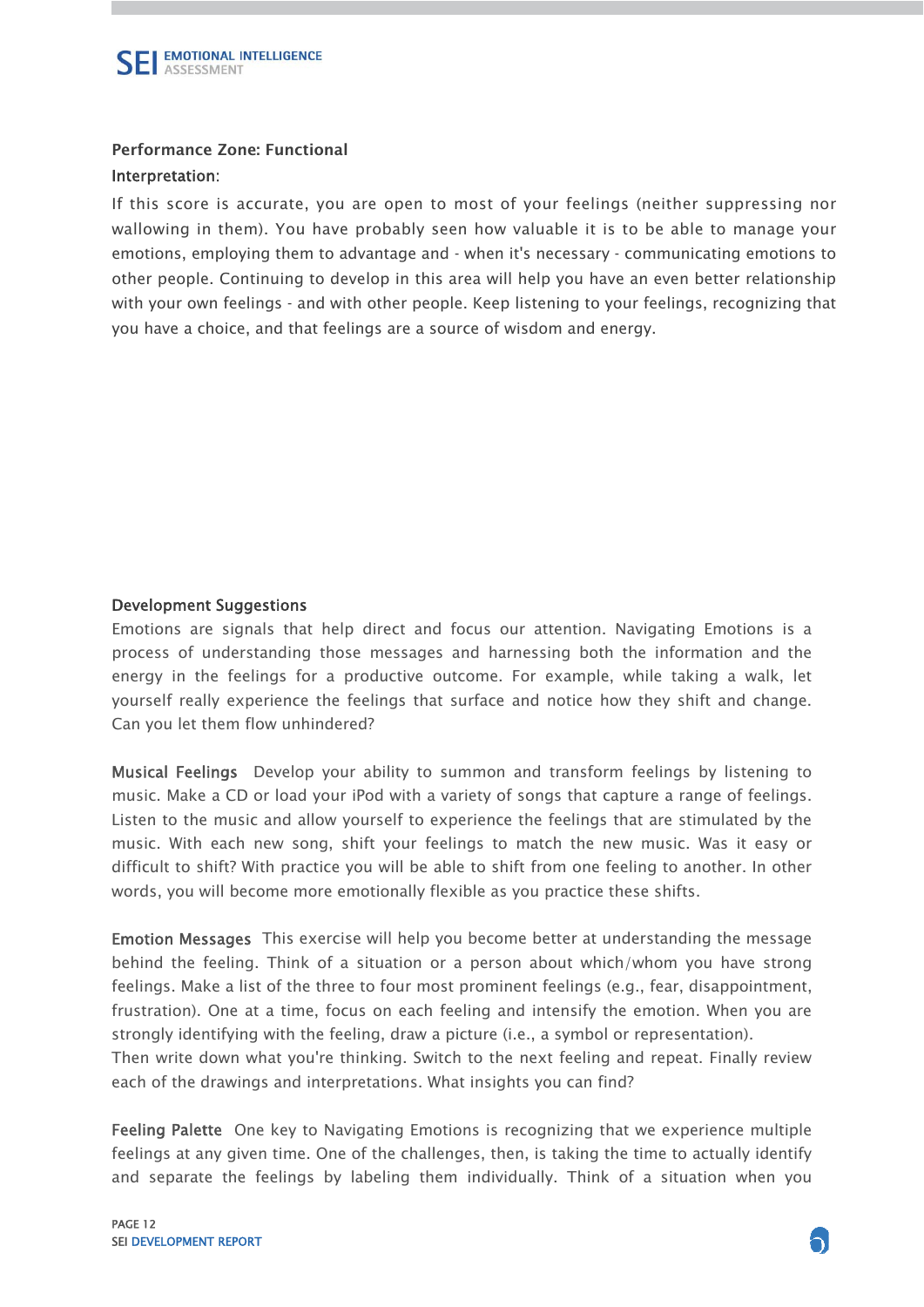**Performance Zone: Functional**

**Interpretation**:

If this score is accurate, you are open to most of your feelings (neither suppressing nor wallowing in them). You have probably seen how valuable it is to be able to manage your emotions, employing them to advantage and - when it's necessary - communicating emotions to other people. Continuing to develop in this area will help you have an even better relationship with your own feelings - and with other people. Keep listening to your feelings, recognizing that you have a choice, and that feelings are a source of wisdom and energy.

**Development Suggestions**

Emotions are signals that help direct and focus our attention. Navigating Emotions is a process of understanding those messages and harnessing both the information and the energy in the feelings for a productive outcome. For example, while taking a walk, let yourself really experience the feelings that surface and notice how they shift and change. Can you let them flow unhindered?

**Musical Feelings** Develop your ability to summon and transform feelings by listening to music. Make a CD or load your iPod with a variety of songs that capture a range of feelings. Listen to the music and allow yourself to experience the feelings that are stimulated by the music. With each new song, shift your feelings to match the new music. Was it easy or difficult to shift? With practice you will be able to shift from one feeling to another. In other words, you will become more emotionally flexible as you practice these shifts.

**Emotion Messages** This exercise will help you become better at understanding the message behind the feeling. Think of a situation or a person about which/whom you have strong feelings. Make a list of the three to four most prominent feelings (e.g., fear, disappointment, frustration). One at a time, focus on each feeling and intensify the emotion. When you are strongly identifying with the feeling, draw a picture (i.e., a symbol or representation).
Then write down what you're thinking. Switch to the next feeling and repeat. Finally review each of the drawings and interpretations. What insights you can find?

**Feeling Palette** One key to Navigating Emotions is recognizing that we experience multiple feelings at any given time. One of the challenges, then, is taking the time to actually identify and separate the feelings by labeling them individually. Think of a situation when you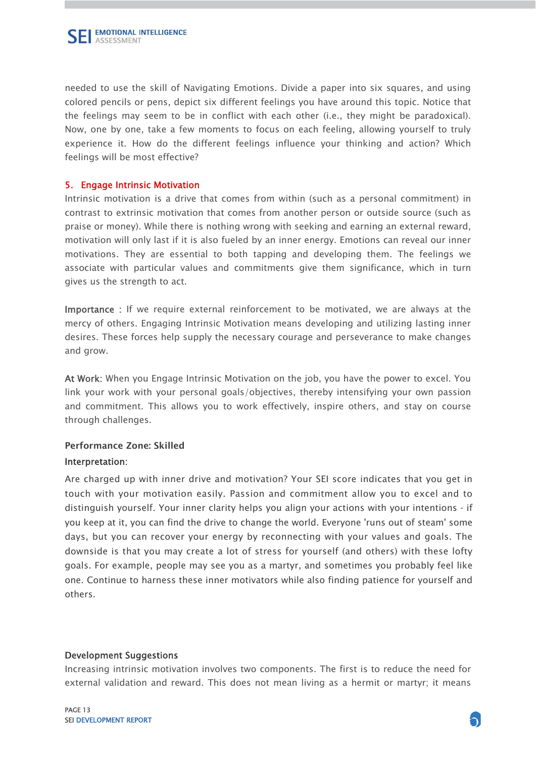needed to use the skill of Navigating Emotions. Divide a paper into six squares, and using colored pencils or pens, depict six different feelings you have around this topic. Notice that the feelings may seem to be in conflict with each other (i.e., they might be paradoxical). Now, one by one, take a few moments to focus on each feeling, allowing yourself to truly experience it. How do the different feelings influence your thinking and action? Which feelings will be most effective?

## 5. Engage Intrinsic Motivation

Intrinsic motivation is a drive that comes from within (such as a personal commitment) in contrast to extrinsic motivation that comes from another person or outside source (such as praise or money). While there is nothing wrong with seeking and earning an external reward, motivation will only last if it is also fueled by an inner energy. Emotions can reveal our inner motivations. They are essential to both tapping and developing them. The feelings we associate with particular values and commitments give them significance, which in turn gives us the strength to act.

**Importance** : If we require external reinforcement to be motivated, we are always at the mercy of others. Engaging Intrinsic Motivation means developing and utilizing lasting inner desires. These forces help supply the necessary courage and perseverance to make changes and grow.

**At Work**: When you Engage Intrinsic Motivation on the job, you have the power to excel. You link your work with your personal goals/objectives, thereby intensifying your own passion and commitment. This allows you to work effectively, inspire others, and stay on course through challenges.

**Performance Zone: Skilled**

**Interpretation**:

Are charged up with inner drive and motivation? Your SEI score indicates that you get in touch with your motivation easily. Passion and commitment allow you to excel and to distinguish yourself. Your inner clarity helps you align your actions with your intentions - if you keep at it, you can find the drive to change the world. Everyone 'runs out of steam' some days, but you can recover your energy by reconnecting with your values and goals. The downside is that you may create a lot of stress for yourself (and others) with these lofty goals. For example, people may see you as a martyr, and sometimes you probably feel like one. Continue to harness these inner motivators while also finding patience for yourself and others.

**Development Suggestions**

Increasing intrinsic motivation involves two components. The first is to reduce the need for external validation and reward. This does not mean living as a hermit or martyr; it means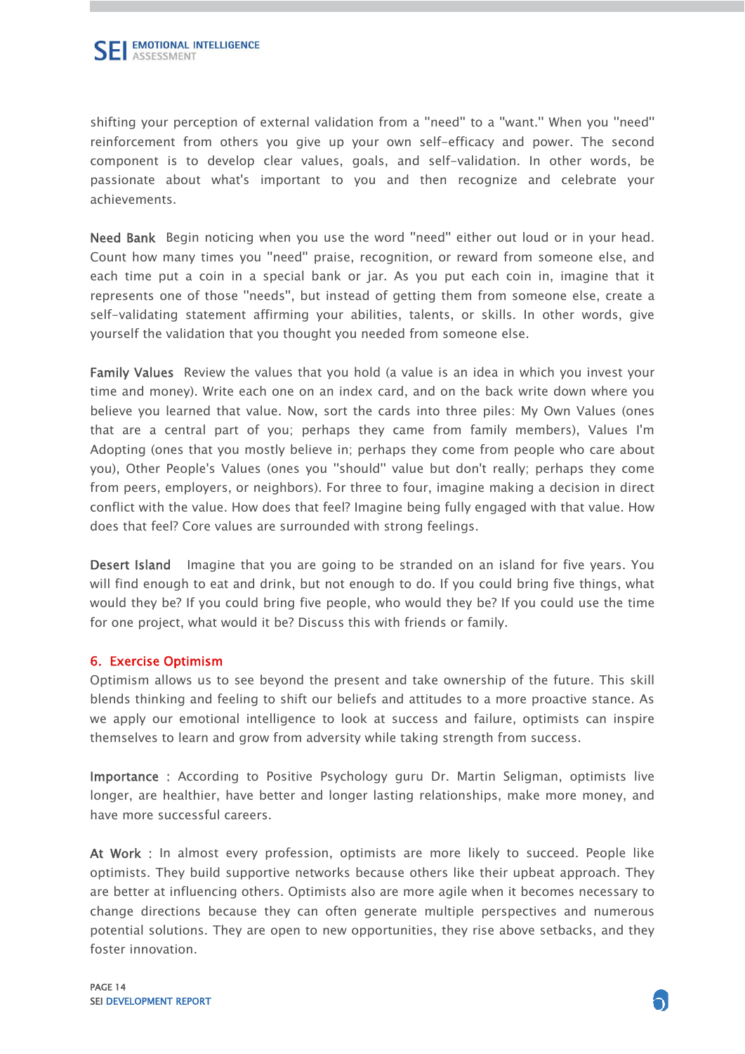shifting your perception of external validation from a "need" to a "want." When you "need" reinforcement from others you give up your own self-efficacy and power. The second component is to develop clear values, goals, and self-validation. In other words, be passionate about what's important to you and then recognize and celebrate your achievements.

**Need Bank** Begin noticing when you use the word "need" either out loud or in your head. Count how many times you "need" praise, recognition, or reward from someone else, and each time put a coin in a special bank or jar. As you put each coin in, imagine that it represents one of those "needs", but instead of getting them from someone else, create a self-validating statement affirming your abilities, talents, or skills. In other words, give yourself the validation that you thought you needed from someone else.

**Family Values** Review the values that you hold (a value is an idea in which you invest your time and money). Write each one on an index card, and on the back write down where you believe you learned that value. Now, sort the cards into three piles: My Own Values (ones that are a central part of you; perhaps they came from family members), Values I'm Adopting (ones that you mostly believe in; perhaps they come from people who care about you), Other People's Values (ones you "should" value but don't really; perhaps they come from peers, employers, or neighbors). For three to four, imagine making a decision in direct conflict with the value. How does that feel? Imagine being fully engaged with that value. How does that feel? Core values are surrounded with strong feelings.

**Desert Island** Imagine that you are going to be stranded on an island for five years. You will find enough to eat and drink, but not enough to do. If you could bring five things, what would they be? If you could bring five people, who would they be? If you could use the time for one project, what would it be? Discuss this with friends or family.

## 6. Exercise Optimism

Optimism allows us to see beyond the present and take ownership of the future. This skill blends thinking and feeling to shift our beliefs and attitudes to a more proactive stance. As we apply our emotional intelligence to look at success and failure, optimists can inspire themselves to learn and grow from adversity while taking strength from success.

**Importance** : According to Positive Psychology guru Dr. Martin Seligman, optimists live longer, are healthier, have better and longer lasting relationships, make more money, and have more successful careers.

**At Work** : In almost every profession, optimists are more likely to succeed. People like optimists. They build supportive networks because others like their upbeat approach. They are better at influencing others. Optimists also are more agile when it becomes necessary to change directions because they can often generate multiple perspectives and numerous potential solutions. They are open to new opportunities, they rise above setbacks, and they foster innovation.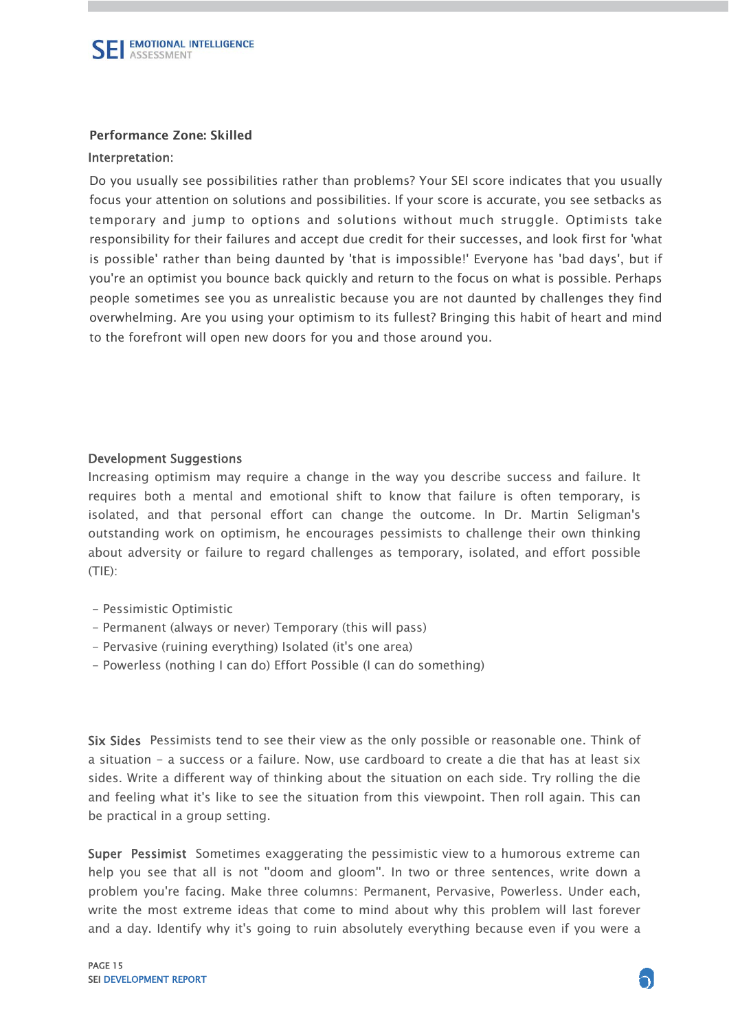**Performance Zone: Skilled**

Interpretation:

Do you usually see possibilities rather than problems? Your SEI score indicates that you usually focus your attention on solutions and possibilities. If your score is accurate, you see setbacks as temporary and jump to options and solutions without much struggle. Optimists take responsibility for their failures and accept due credit for their successes, and look first for 'what is possible' rather than being daunted by 'that is impossible!' Everyone has 'bad days', but if you're an optimist you bounce back quickly and return to the focus on what is possible. Perhaps people sometimes see you as unrealistic because you are not daunted by challenges they find overwhelming. Are you using your optimism to its fullest? Bringing this habit of heart and mind to the forefront will open new doors for you and those around you.

**Development Suggestions**

Increasing optimism may require a change in the way you describe success and failure. It requires both a mental and emotional shift to know that failure is often temporary, is isolated, and that personal effort can change the outcome. In Dr. Martin Seligman's outstanding work on optimism, he encourages pessimists to challenge their own thinking about adversity or failure to regard challenges as temporary, isolated, and effort possible (TIE):

- Pessimistic Optimistic
- Permanent (always or never) Temporary (this will pass)
- Pervasive (ruining everything) Isolated (it's one area)
- Powerless (nothing I can do) Effort Possible (I can do something)

**Six Sides** Pessimists tend to see their view as the only possible or reasonable one. Think of a situation - a success or a failure. Now, use cardboard to create a die that has at least six sides. Write a different way of thinking about the situation on each side. Try rolling the die and feeling what it's like to see the situation from this viewpoint. Then roll again. This can be practical in a group setting.

**Super Pessimist** Sometimes exaggerating the pessimistic view to a humorous extreme can help you see that all is not "doom and gloom". In two or three sentences, write down a problem you're facing. Make three columns: Permanent, Pervasive, Powerless. Under each, write the most extreme ideas that come to mind about why this problem will last forever and a day. Identify why it's going to ruin absolutely everything because even if you were a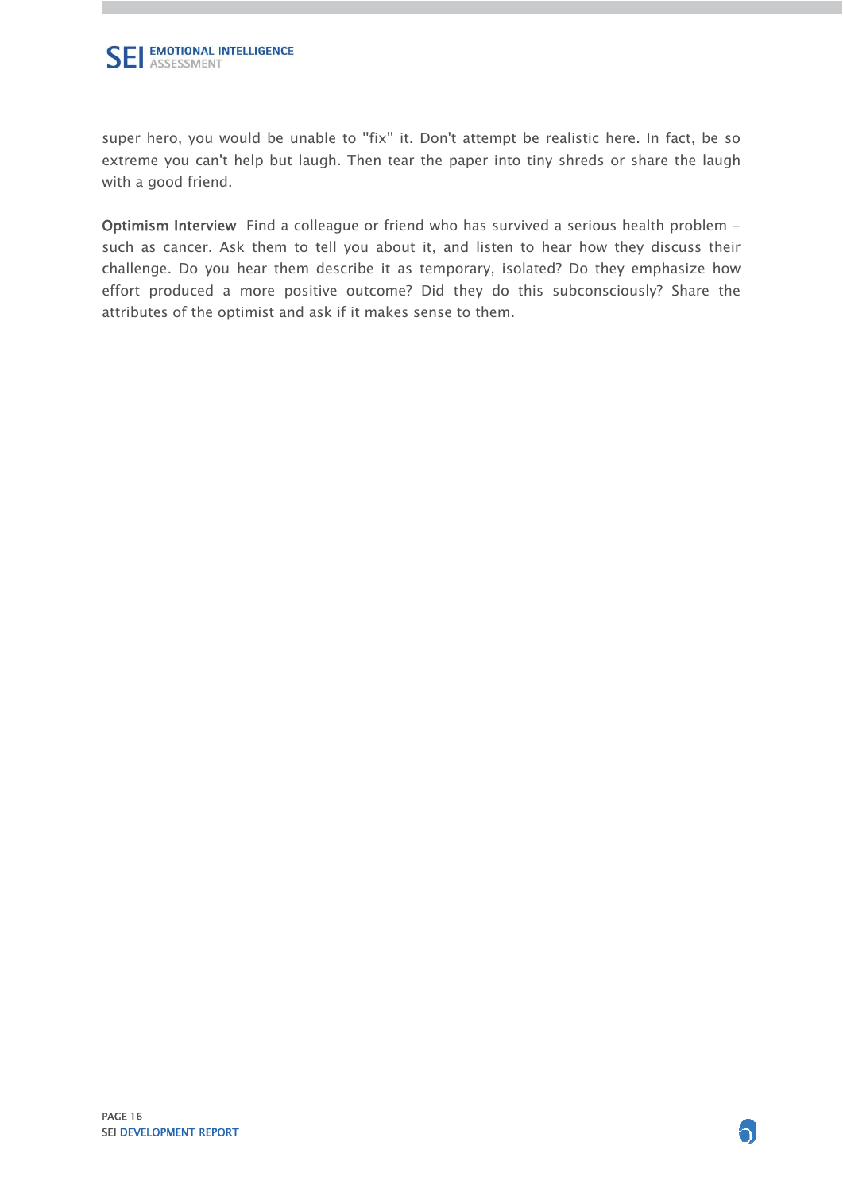super hero, you would be unable to "fix" it. Don't attempt be realistic here. In fact, be so extreme you can't help but laugh. Then tear the paper into tiny shreds or share the laugh with a good friend.

**Optimism Interview** Find a colleague or friend who has survived a serious health problem – such as cancer. Ask them to tell you about it, and listen to hear how they discuss their challenge. Do you hear them describe it as temporary, isolated? Do they emphasize how effort produced a more positive outcome? Did they do this subconsciously? Share the attributes of the optimist and ask if it makes sense to them.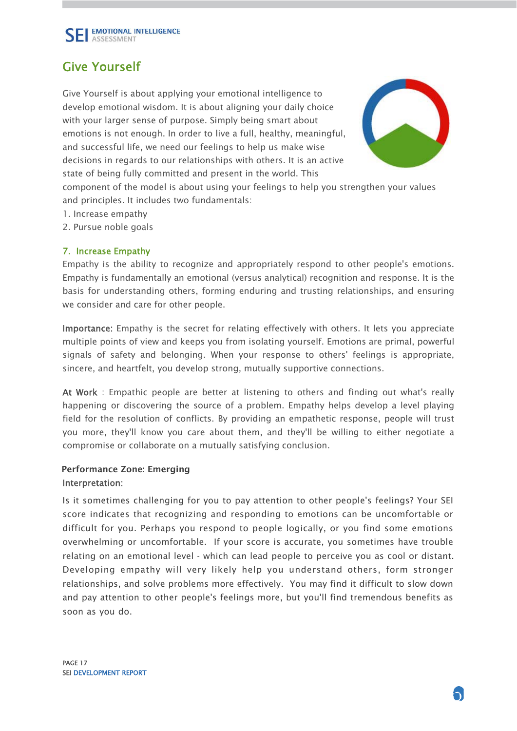# Give Yourself

Give Yourself is about applying your emotional intelligence to develop emotional wisdom. It is about aligning your daily choice with your larger sense of purpose. Simply being smart about emotions is not enough. In order to live a full, healthy, meaningful, and successful life, we need our feelings to help us make wise decisions in regards to our relationships with others. It is an active state of being fully committed and present in the world. This component of the model is about using your feelings to help you strengthen your values and principles. It includes two fundamentals:

1. Increase empathy
2. Pursue noble goals

## 7. Increase Empathy

Empathy is the ability to recognize and appropriately respond to other people's emotions. Empathy is fundamentally an emotional (versus analytical) recognition and response. It is the basis for understanding others, forming enduring and trusting relationships, and ensuring we consider and care for other people.

**Importance**: Empathy is the secret for relating effectively with others. It lets you appreciate multiple points of view and keeps you from isolating yourself. Emotions are primal, powerful signals of safety and belonging. When your response to others' feelings is appropriate, sincere, and heartfelt, you develop strong, mutually supportive connections.

**At Work** : Empathic people are better at listening to others and finding out what's really happening or discovering the source of a problem. Empathy helps develop a level playing field for the resolution of conflicts. By providing an empathetic response, people will trust you more, they'll know you care about them, and they'll be willing to either negotiate a compromise or collaborate on a mutually satisfying conclusion.

**Performance Zone: Emerging**

**Interpretation**:

Is it sometimes challenging for you to pay attention to other people's feelings? Your SEI score indicates that recognizing and responding to emotions can be uncomfortable or difficult for you. Perhaps you respond to people logically, or you find some emotions overwhelming or uncomfortable. If your score is accurate, you sometimes have trouble relating on an emotional level - which can lead people to perceive you as cool or distant. Developing empathy will very likely help you understand others, form stronger relationships, and solve problems more effectively. You may find it difficult to slow down and pay attention to other people's feelings more, but you'll find tremendous benefits as soon as you do.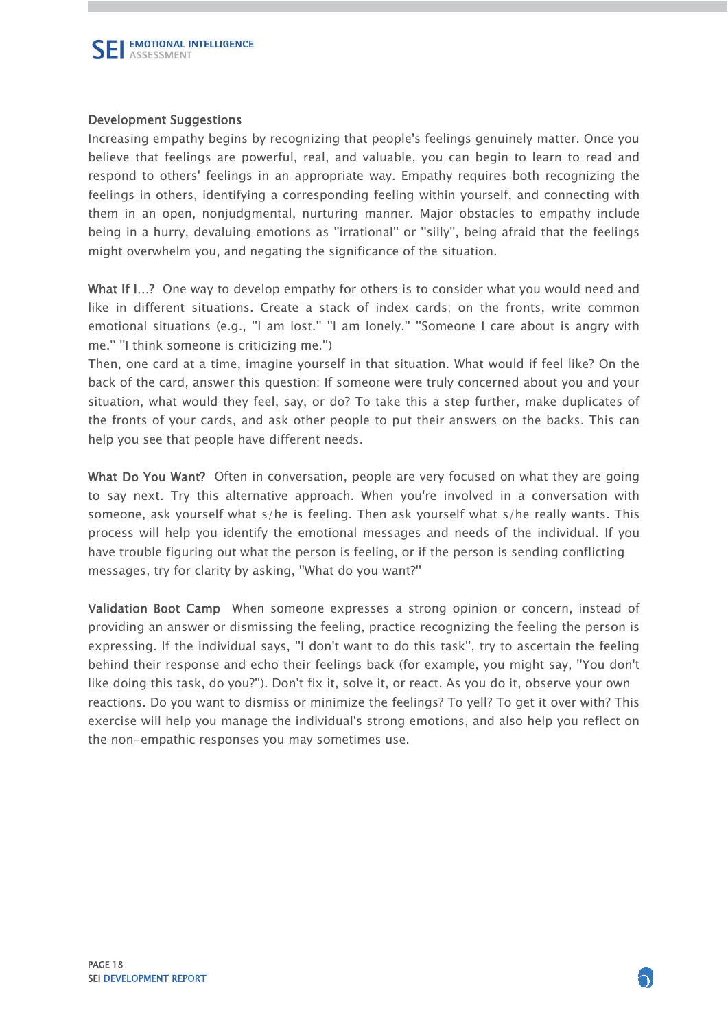## Development Suggestions

Increasing empathy begins by recognizing that people's feelings genuinely matter. Once you believe that feelings are powerful, real, and valuable, you can begin to learn to read and respond to others' feelings in an appropriate way. Empathy requires both recognizing the feelings in others, identifying a corresponding feeling within yourself, and connecting with them in an open, nonjudgmental, nurturing manner. Major obstacles to empathy include being in a hurry, devaluing emotions as "irrational" or "silly", being afraid that the feelings might overwhelm you, and negating the significance of the situation.

**What If I...?** One way to develop empathy for others is to consider what you would need and like in different situations. Create a stack of index cards; on the fronts, write common emotional situations (e.g., "I am lost." "I am lonely." "Someone I care about is angry with me." "I think someone is criticizing me.")
Then, one card at a time, imagine yourself in that situation. What would if feel like? On the back of the card, answer this question: If someone were truly concerned about you and your situation, what would they feel, say, or do? To take this a step further, make duplicates of the fronts of your cards, and ask other people to put their answers on the backs. This can help you see that people have different needs.

**What Do You Want?** Often in conversation, people are very focused on what they are going to say next. Try this alternative approach. When you're involved in a conversation with someone, ask yourself what s/he is feeling. Then ask yourself what s/he really wants. This process will help you identify the emotional messages and needs of the individual. If you have trouble figuring out what the person is feeling, or if the person is sending conflicting messages, try for clarity by asking, "What do you want?"

**Validation Boot Camp** When someone expresses a strong opinion or concern, instead of providing an answer or dismissing the feeling, practice recognizing the feeling the person is expressing. If the individual says, "I don't want to do this task", try to ascertain the feeling behind their response and echo their feelings back (for example, you might say, "You don't like doing this task, do you?"). Don't fix it, solve it, or react. As you do it, observe your own reactions. Do you want to dismiss or minimize the feelings? To yell? To get it over with? This exercise will help you manage the individual's strong emotions, and also help you reflect on the non-empathic responses you may sometimes use.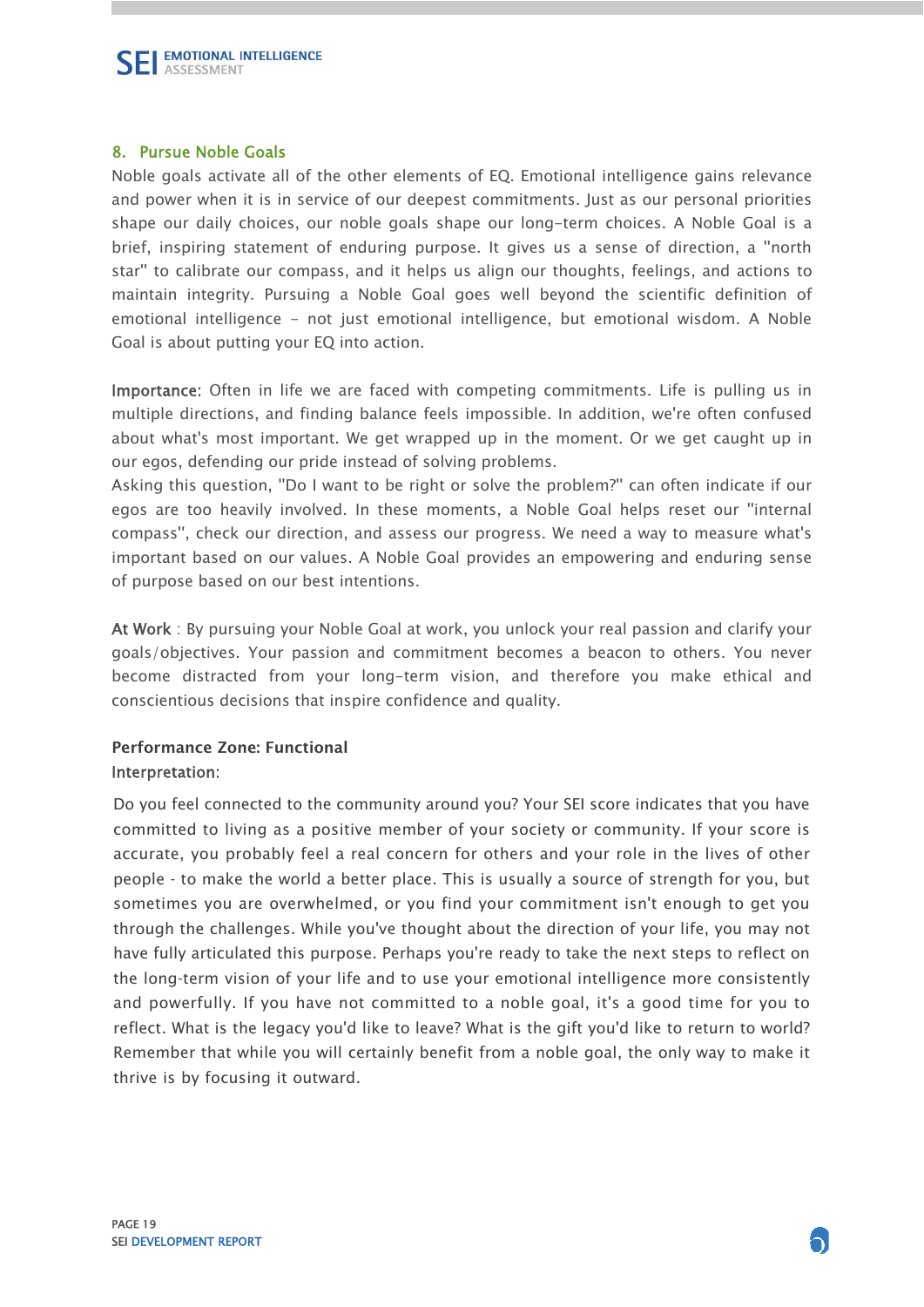## 8. Pursue Noble Goals

Noble goals activate all of the other elements of EQ. Emotional intelligence gains relevance and power when it is in service of our deepest commitments. Just as our personal priorities shape our daily choices, our noble goals shape our long-term choices. A Noble Goal is a brief, inspiring statement of enduring purpose. It gives us a sense of direction, a "north star" to calibrate our compass, and it helps us align our thoughts, feelings, and actions to maintain integrity. Pursuing a Noble Goal goes well beyond the scientific definition of emotional intelligence - not just emotional intelligence, but emotional wisdom. A Noble Goal is about putting your EQ into action.

Importance: Often in life we are faced with competing commitments. Life is pulling us in multiple directions, and finding balance feels impossible. In addition, we're often confused about what's most important. We get wrapped up in the moment. Or we get caught up in our egos, defending our pride instead of solving problems.
Asking this question, "Do I want to be right or solve the problem?" can often indicate if our egos are too heavily involved. In these moments, a Noble Goal helps reset our "internal compass", check our direction, and assess our progress. We need a way to measure what's important based on our values. A Noble Goal provides an empowering and enduring sense of purpose based on our best intentions.

At Work : By pursuing your Noble Goal at work, you unlock your real passion and clarify your goals/objectives. Your passion and commitment becomes a beacon to others. You never become distracted from your long-term vision, and therefore you make ethical and conscientious decisions that inspire confidence and quality.

**Performance Zone: Functional**

Interpretation:

Do you feel connected to the community around you? Your SEI score indicates that you have committed to living as a positive member of your society or community. If your score is accurate, you probably feel a real concern for others and your role in the lives of other people - to make the world a better place. This is usually a source of strength for you, but sometimes you are overwhelmed, or you find your commitment isn't enough to get you through the challenges. While you've thought about the direction of your life, you may not have fully articulated this purpose. Perhaps you're ready to take the next steps to reflect on the long-term vision of your life and to use your emotional intelligence more consistently and powerfully. If you have not committed to a noble goal, it's a good time for you to reflect. What is the legacy you'd like to leave? What is the gift you'd like to return to world? Remember that while you will certainly benefit from a noble goal, the only way to make it thrive is by focusing it outward.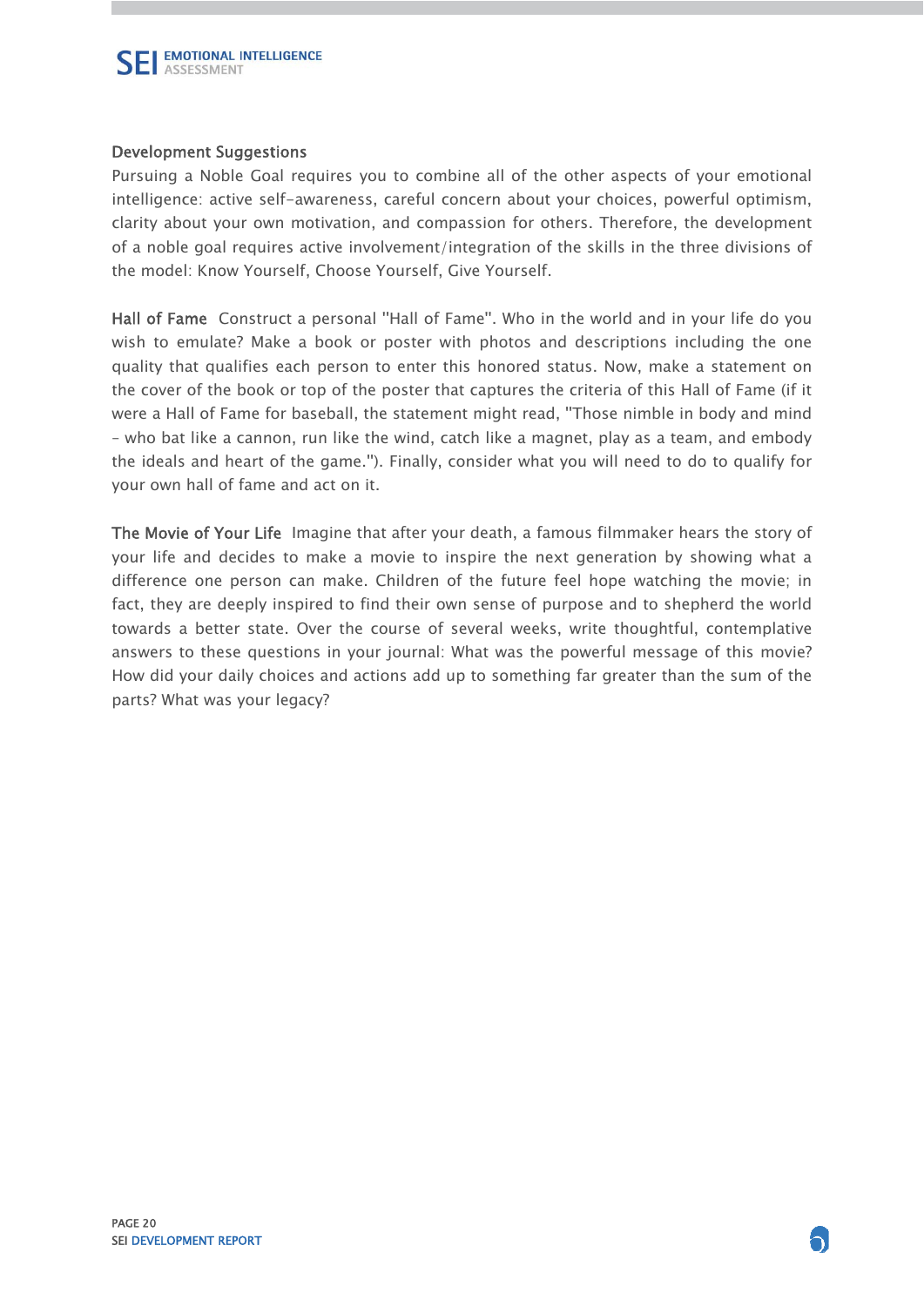## Development Suggestions

Pursuing a Noble Goal requires you to combine all of the other aspects of your emotional intelligence: active self-awareness, careful concern about your choices, powerful optimism, clarity about your own motivation, and compassion for others. Therefore, the development of a noble goal requires active involvement/integration of the skills in the three divisions of the model: Know Yourself, Choose Yourself, Give Yourself.

**Hall of Fame** Construct a personal "Hall of Fame". Who in the world and in your life do you wish to emulate? Make a book or poster with photos and descriptions including the one quality that qualifies each person to enter this honored status. Now, make a statement on the cover of the book or top of the poster that captures the criteria of this Hall of Fame (if it were a Hall of Fame for baseball, the statement might read, "Those nimble in body and mind – who bat like a cannon, run like the wind, catch like a magnet, play as a team, and embody the ideals and heart of the game."). Finally, consider what you will need to do to qualify for your own hall of fame and act on it.

**The Movie of Your Life** Imagine that after your death, a famous filmmaker hears the story of your life and decides to make a movie to inspire the next generation by showing what a difference one person can make. Children of the future feel hope watching the movie; in fact, they are deeply inspired to find their own sense of purpose and to shepherd the world towards a better state. Over the course of several weeks, write thoughtful, contemplative answers to these questions in your journal: What was the powerful message of this movie? How did your daily choices and actions add up to something far greater than the sum of the parts? What was your legacy?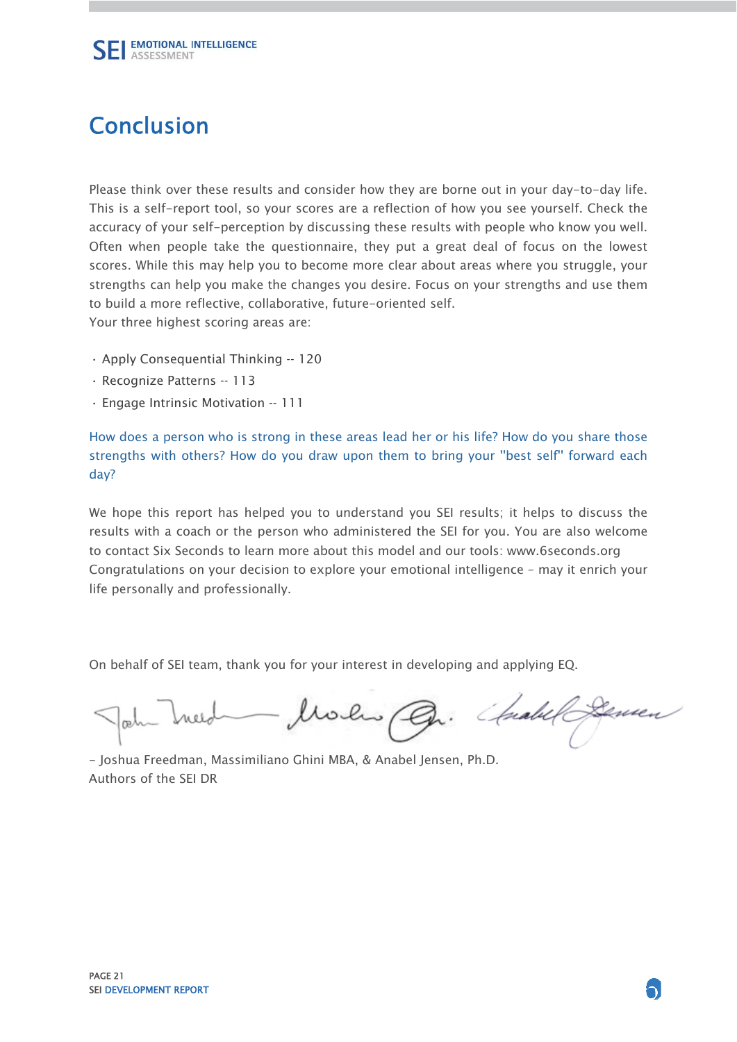# Conclusion

Please think over these results and consider how they are borne out in your day-to-day life. This is a self-report tool, so your scores are a reflection of how you see yourself. Check the accuracy of your self-perception by discussing these results with people who know you well. Often when people take the questionnaire, they put a great deal of focus on the lowest scores. While this may help you to become more clear about areas where you struggle, your strengths can help you make the changes you desire. Focus on your strengths and use them to build a more reflective, collaborative, future-oriented self.
Your three highest scoring areas are:

- Apply Consequential Thinking -- 120
- Recognize Patterns -- 113
- Engage Intrinsic Motivation -- 111

How does a person who is strong in these areas lead her or his life? How do you share those strengths with others? How do you draw upon them to bring your "best self" forward each day?

We hope this report has helped you to understand you SEI results; it helps to discuss the results with a coach or the person who administered the SEI for you. You are also welcome to contact Six Seconds to learn more about this model and our tools: www.6seconds.org
Congratulations on your decision to explore your emotional intelligence - may it enrich your life personally and professionally.

On behalf of SEI team, thank you for your interest in developing and applying EQ.

- Joshua Freedman, Massimiliano Ghini MBA, & Anabel Jensen, Ph.D.
Authors of the SEI DR